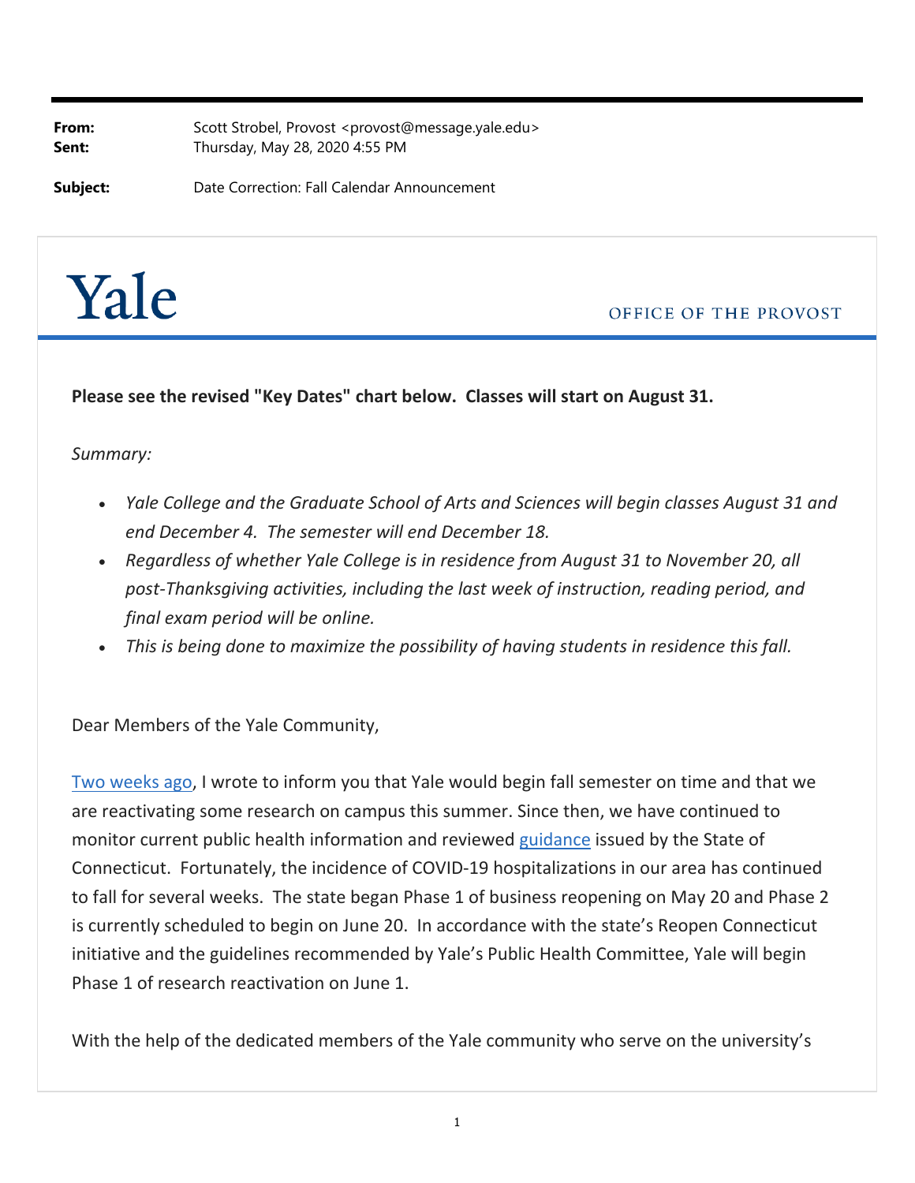**From:** Scott Strobel, Provost <provost@message.yale.edu>
**Sent:** Thursday, May 28, 2020 4:55 PM

**Subject:** Date Correction: Fall Calendar Announcement

# Yale

OFFICE OF THE PROVOST

**Please see the revised "Key Dates" chart below. Classes will start on August 31.**

*Summary:*

- *Yale College and the Graduate School of Arts and Sciences will begin classes August 31 and end December 4. The semester will end December 18.*
- *Regardless of whether Yale College is in residence from August 31 to November 20, all post-Thanksgiving activities, including the last week of instruction, reading period, and final exam period will be online.*
- *This is being done to maximize the possibility of having students in residence this fall.*

Dear Members of the Yale Community,

Two weeks ago, I wrote to inform you that Yale would begin fall semester on time and that we are reactivating some research on campus this summer. Since then, we have continued to monitor current public health information and reviewed guidance issued by the State of Connecticut. Fortunately, the incidence of COVID-19 hospitalizations in our area has continued to fall for several weeks. The state began Phase 1 of business reopening on May 20 and Phase 2 is currently scheduled to begin on June 20. In accordance with the state's Reopen Connecticut initiative and the guidelines recommended by Yale's Public Health Committee, Yale will begin Phase 1 of research reactivation on June 1.

With the help of the dedicated members of the Yale community who serve on the university's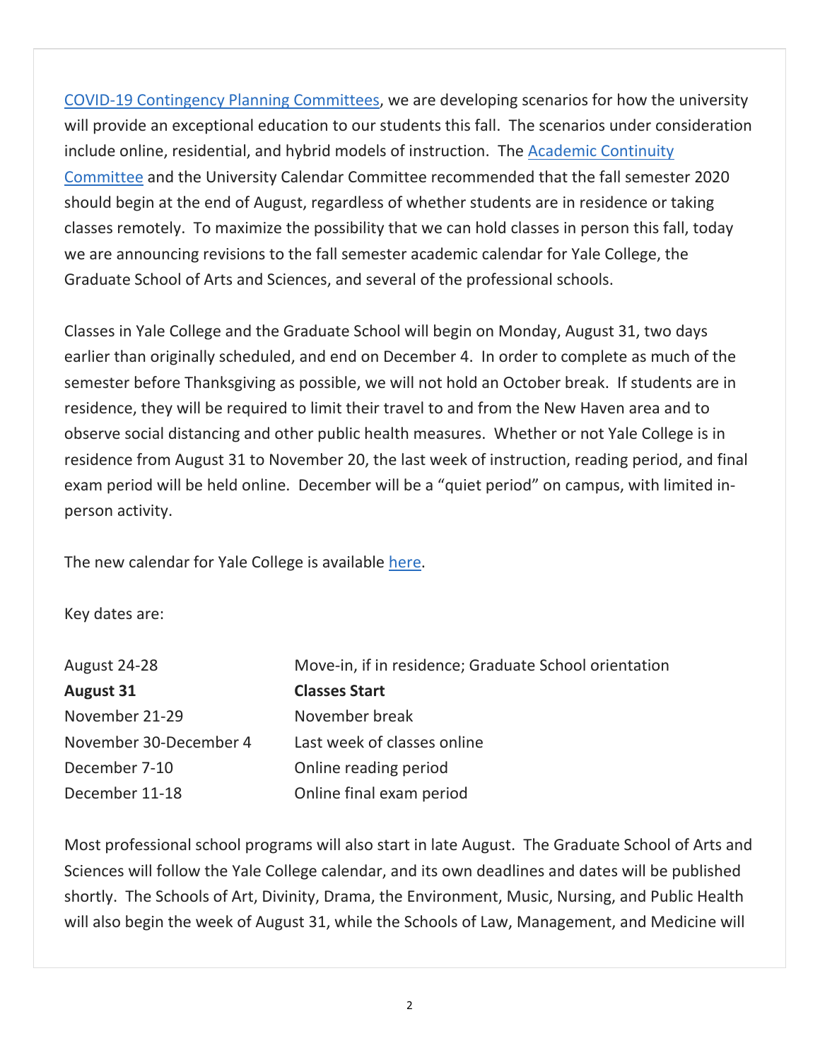[COVID-19 Contingency Planning Committees](), we are developing scenarios for how the university will provide an exceptional education to our students this fall. The scenarios under consideration include online, residential, and hybrid models of instruction. The [Academic Continuity Committee]() and the University Calendar Committee recommended that the fall semester 2020 should begin at the end of August, regardless of whether students are in residence or taking classes remotely. To maximize the possibility that we can hold classes in person this fall, today we are announcing revisions to the fall semester academic calendar for Yale College, the Graduate School of Arts and Sciences, and several of the professional schools.

Classes in Yale College and the Graduate School will begin on Monday, August 31, two days earlier than originally scheduled, and end on December 4. In order to complete as much of the semester before Thanksgiving as possible, we will not hold an October break. If students are in residence, they will be required to limit their travel to and from the New Haven area and to observe social distancing and other public health measures. Whether or not Yale College is in residence from August 31 to November 20, the last week of instruction, reading period, and final exam period will be held online. December will be a "quiet period" on campus, with limited in-person activity.

The new calendar for Yale College is available [here]().

Key dates are:

| | |
|---|---|
| August 24-28 | Move-in, if in residence; Graduate School orientation |
| **August 31** | **Classes Start** |
| November 21-29 | November break |
| November 30-December 4 | Last week of classes online |
| December 7-10 | Online reading period |
| December 11-18 | Online final exam period |

Most professional school programs will also start in late August. The Graduate School of Arts and Sciences will follow the Yale College calendar, and its own deadlines and dates will be published shortly. The Schools of Art, Divinity, Drama, the Environment, Music, Nursing, and Public Health will also begin the week of August 31, while the Schools of Law, Management, and Medicine will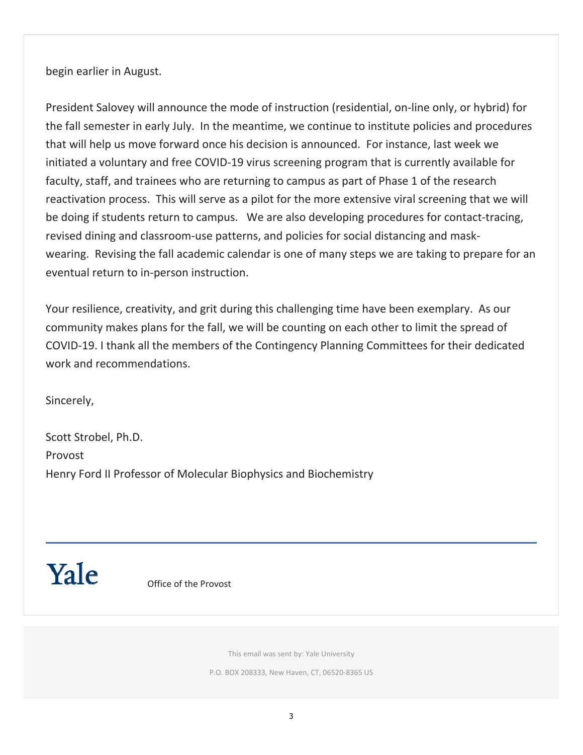begin earlier in August.

President Salovey will announce the mode of instruction (residential, on-line only, or hybrid) for the fall semester in early July.  In the meantime, we continue to institute policies and procedures that will help us move forward once his decision is announced.  For instance, last week we initiated a voluntary and free COVID-19 virus screening program that is currently available for faculty, staff, and trainees who are returning to campus as part of Phase 1 of the research reactivation process.  This will serve as a pilot for the more extensive viral screening that we will be doing if students return to campus.   We are also developing procedures for contact-tracing, revised dining and classroom-use patterns, and policies for social distancing and mask-wearing.  Revising the fall academic calendar is one of many steps we are taking to prepare for an eventual return to in-person instruction.

Your resilience, creativity, and grit during this challenging time have been exemplary.  As our community makes plans for the fall, we will be counting on each other to limit the spread of COVID-19. I thank all the members of the Contingency Planning Committees for their dedicated work and recommendations.

Sincerely,

Scott Strobel, Ph.D.
Provost
Henry Ford II Professor of Molecular Biophysics and Biochemistry

---

Yale

Office of the Provost

This email was sent by: Yale University

P.O. BOX 208333, New Haven, CT, 06520-8365 US